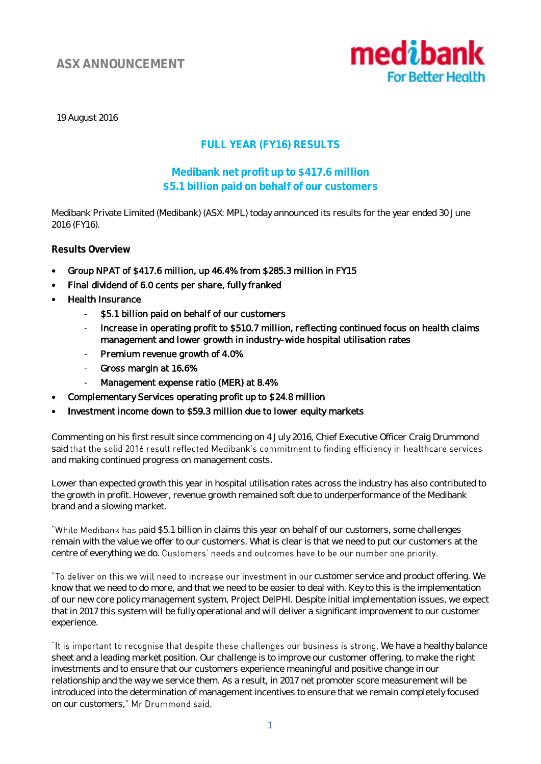ASX ANNOUNCEMENT

medibank For Better Health

19 August 2016

## FULL YEAR (FY16) RESULTS

### Medibank net profit up to $417.6 million
### $5.1 billion paid on behalf of our customers

Medibank Private Limited (Medibank) (ASX: MPL) today announced its results for the year ended 30 June 2016 (FY16).

**Results Overview**

- Group NPAT of $417.6 million, up 46.4% from $285.3 million in FY15
- Final dividend of 6.0 cents per share, fully franked
- Health Insurance
    - $5.1 billion paid on behalf of our customers
    - Increase in operating profit to $510.7 million, reflecting continued focus on health claims management and lower growth in industry-wide hospital utilisation rates
    - Premium revenue growth of 4.0%
    - Gross margin at 16.6%
    - Management expense ratio (MER) at 8.4%
- Complementary Services operating profit up to $24.8 million
- Investment income down to $59.3 million due to lower equity markets

Commenting on his first result since commencing on 4 July 2016, Chief Executive Officer Craig Drummond said that the solid 2016 result reflected Medibank's commitment to finding efficiency in healthcare services and making continued progress on management costs.

Lower than expected growth this year in hospital utilisation rates across the industry has also contributed to the growth in profit. However, revenue growth remained soft due to underperformance of the Medibank brand and a slowing market.

"While Medibank has paid $5.1 billion in claims this year on behalf of our customers, some challenges remain with the value we offer to our customers. What is clear is that we need to put our customers at the centre of everything we do. Customers' needs and outcomes have to be our number one priority.

"To deliver on this we will need to increase our investment in our customer service and product offering. We know that we need to do more, and that we need to be easier to deal with. Key to this is the implementation of our new core policy management system, Project DelPHI. Despite initial implementation issues, we expect that in 2017 this system will be fully operational and will deliver a significant improvement to our customer experience.

"It is important to recognise that despite these challenges our business is strong. We have a healthy balance sheet and a leading market position. Our challenge is to improve our customer offering, to make the right investments and to ensure that our customers experience meaningful and positive change in our relationship and the way we service them. As a result, in 2017 net promoter score measurement will be introduced into the determination of management incentives to ensure that we remain completely focused on our customers," Mr Drummond said.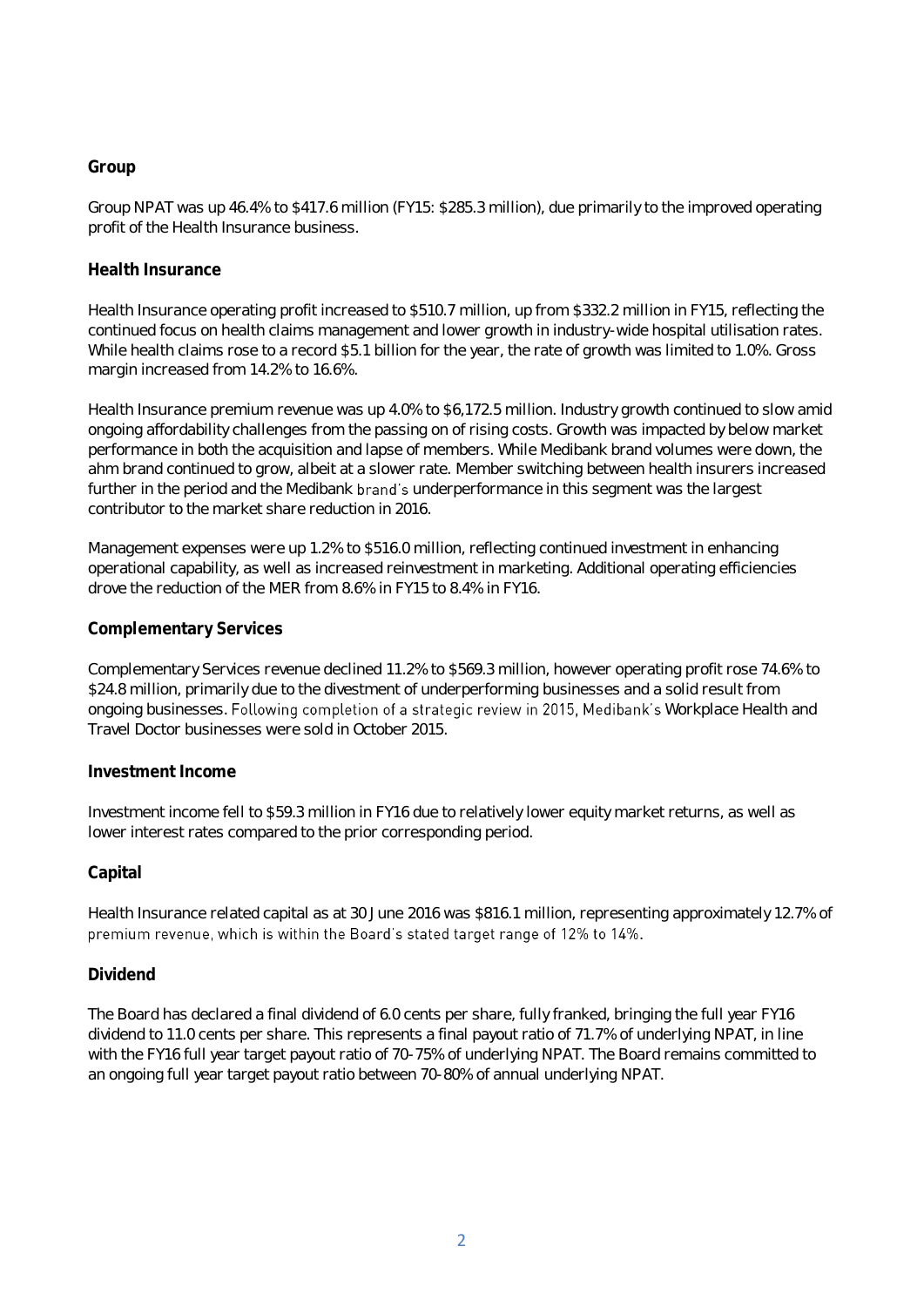## Group

Group NPAT was up 46.4% to $417.6 million (FY15: $285.3 million), due primarily to the improved operating profit of the Health Insurance business.

## Health Insurance

Health Insurance operating profit increased to $510.7 million, up from $332.2 million in FY15, reflecting the continued focus on health claims management and lower growth in industry-wide hospital utilisation rates. While health claims rose to a record $5.1 billion for the year, the rate of growth was limited to 1.0%. Gross margin increased from 14.2% to 16.6%.

Health Insurance premium revenue was up 4.0% to $6,172.5 million. Industry growth continued to slow amid ongoing affordability challenges from the passing on of rising costs. Growth was impacted by below market performance in both the acquisition and lapse of members. While Medibank brand volumes were down, the ahm brand continued to grow, albeit at a slower rate. Member switching between health insurers increased further in the period and the Medibank brand's underperformance in this segment was the largest contributor to the market share reduction in 2016.

Management expenses were up 1.2% to $516.0 million, reflecting continued investment in enhancing operational capability, as well as increased reinvestment in marketing. Additional operating efficiencies drove the reduction of the MER from 8.6% in FY15 to 8.4% in FY16.

## Complementary Services

Complementary Services revenue declined 11.2% to $569.3 million, however operating profit rose 74.6% to $24.8 million, primarily due to the divestment of underperforming businesses and a solid result from ongoing businesses. Following completion of a strategic review in 2015, Medibank's Workplace Health and Travel Doctor businesses were sold in October 2015.

## Investment Income

Investment income fell to $59.3 million in FY16 due to relatively lower equity market returns, as well as lower interest rates compared to the prior corresponding period.

## Capital

Health Insurance related capital as at 30 June 2016 was $816.1 million, representing approximately 12.7% of premium revenue, which is within the Board's stated target range of 12% to 14%.

## Dividend

The Board has declared a final dividend of 6.0 cents per share, fully franked, bringing the full year FY16 dividend to 11.0 cents per share. This represents a final payout ratio of 71.7% of underlying NPAT, in line with the FY16 full year target payout ratio of 70-75% of underlying NPAT. The Board remains committed to an ongoing full year target payout ratio between 70-80% of annual underlying NPAT.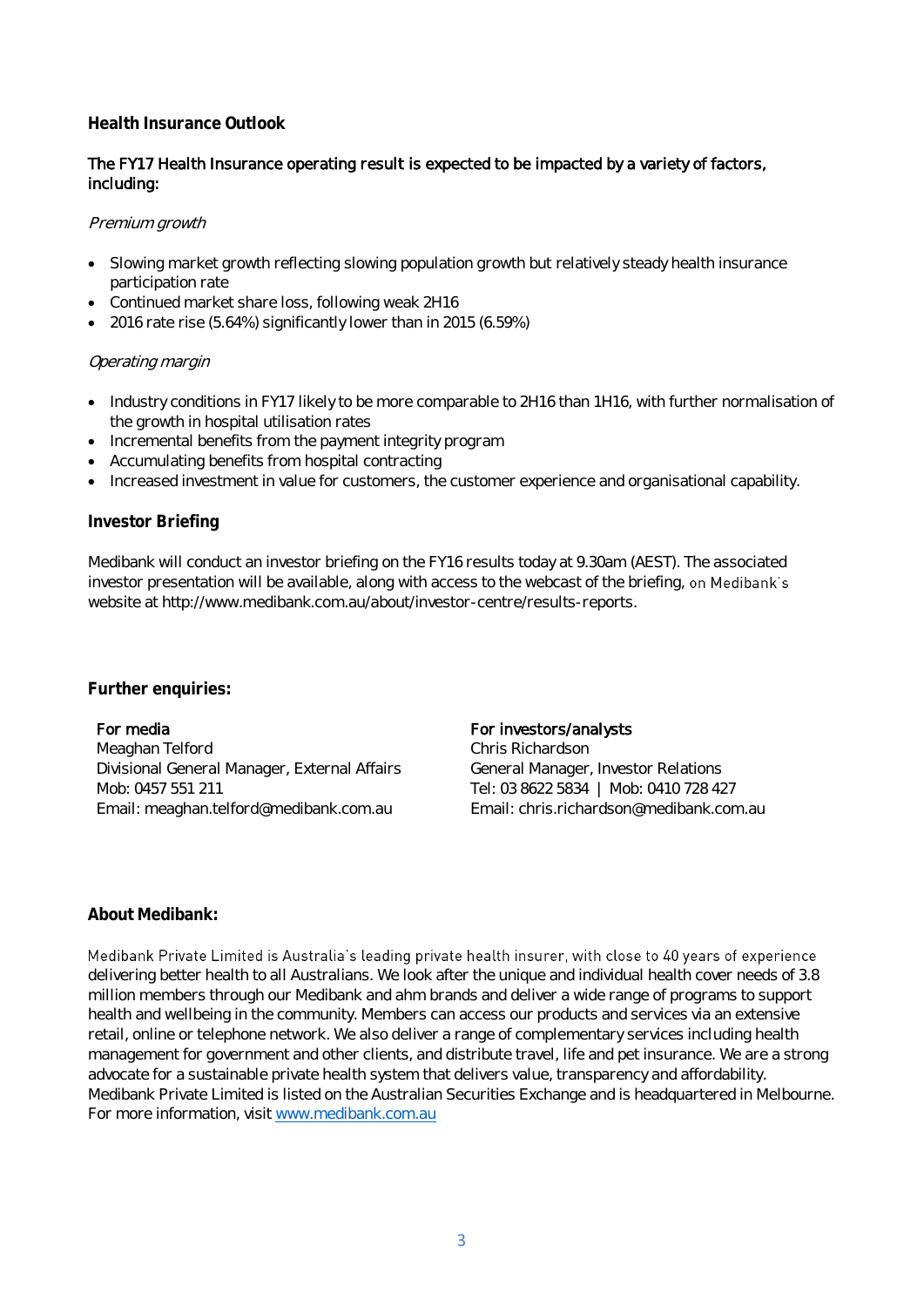## Health Insurance Outlook

**The FY17 Health Insurance operating result is expected to be impacted by a variety of factors, including:**

*Premium growth*

- Slowing market growth reflecting slowing population growth but relatively steady health insurance participation rate
- Continued market share loss, following weak 2H16
- 2016 rate rise (5.64%) significantly lower than in 2015 (6.59%)

*Operating margin*

- Industry conditions in FY17 likely to be more comparable to 2H16 than 1H16, with further normalisation of the growth in hospital utilisation rates
- Incremental benefits from the payment integrity program
- Accumulating benefits from hospital contracting
- Increased investment in value for customers, the customer experience and organisational capability.

## Investor Briefing

Medibank will conduct an investor briefing on the FY16 results today at 9.30am (AEST). The associated investor presentation will be available, along with access to the webcast of the briefing, on Medibank's website at http://www.medibank.com.au/about/investor-centre/results-reports.

## Further enquiries:

**For media**
Meaghan Telford
Divisional General Manager, External Affairs
Mob: 0457 551 211
Email: meaghan.telford@medibank.com.au

**For investors/analysts**
Chris Richardson
General Manager, Investor Relations
Tel: 03 8622 5834 | Mob: 0410 728 427
Email: chris.richardson@medibank.com.au

## About Medibank:

Medibank Private Limited is Australia's leading private health insurer, with close to 40 years of experience delivering better health to all Australians. We look after the unique and individual health cover needs of 3.8 million members through our Medibank and ahm brands and deliver a wide range of programs to support health and wellbeing in the community. Members can access our products and services via an extensive retail, online or telephone network. We also deliver a range of complementary services including health management for government and other clients, and distribute travel, life and pet insurance. We are a strong advocate for a sustainable private health system that delivers value, transparency and affordability. Medibank Private Limited is listed on the Australian Securities Exchange and is headquartered in Melbourne. For more information, visit www.medibank.com.au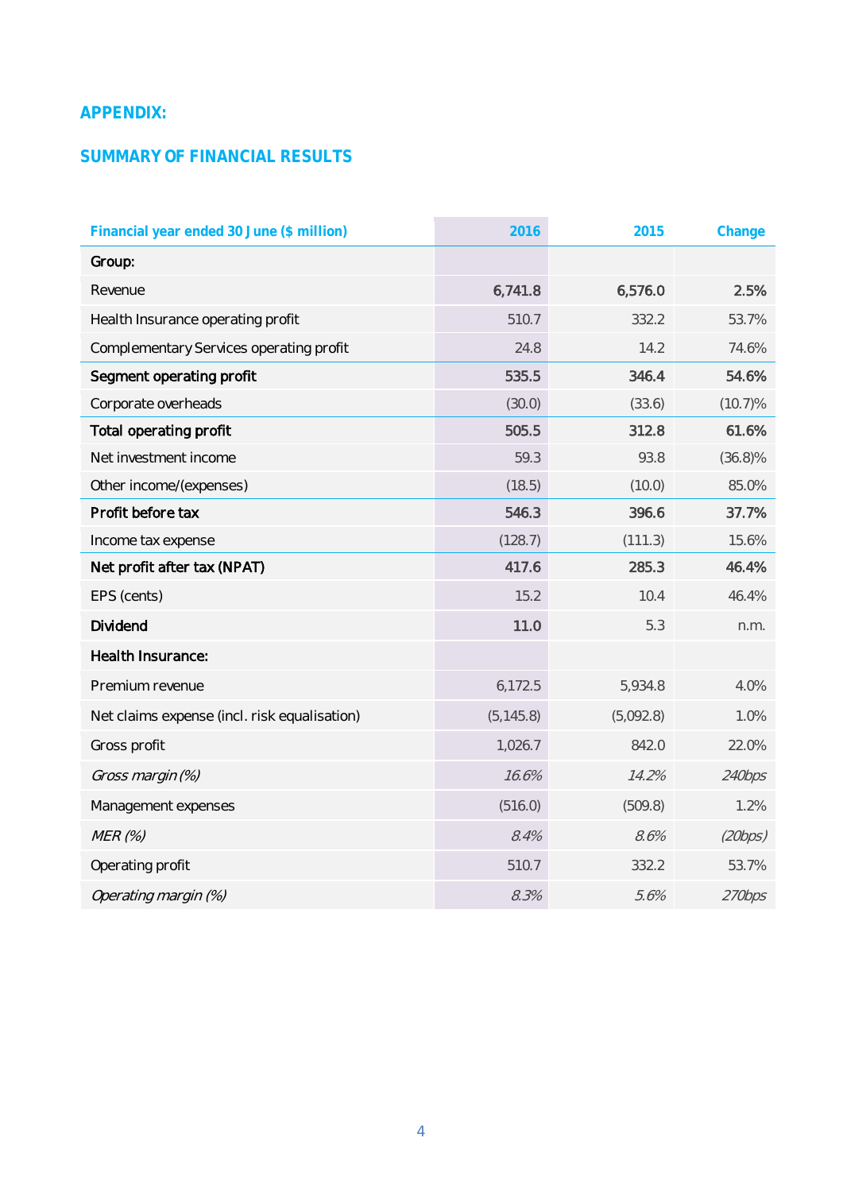# APPENDIX:

## SUMMARY OF FINANCIAL RESULTS

| Financial year ended 30 June ($ million) | 2016 | 2015 | Change |
|---|---|---|---|
| **Group:** | | | |
| Revenue | **6,741.8** | **6,576.0** | **2.5%** |
| Health Insurance operating profit | 510.7 | 332.2 | 53.7% |
| Complementary Services operating profit | 24.8 | 14.2 | 74.6% |
| **Segment operating profit** | **535.5** | **346.4** | **54.6%** |
| Corporate overheads | (30.0) | (33.6) | (10.7)% |
| **Total operating profit** | **505.5** | **312.8** | **61.6%** |
| Net investment income | 59.3 | 93.8 | (36.8)% |
| Other income/(expenses) | (18.5) | (10.0) | 85.0% |
| **Profit before tax** | **546.3** | **396.6** | **37.7%** |
| Income tax expense | (128.7) | (111.3) | 15.6% |
| **Net profit after tax (NPAT)** | **417.6** | **285.3** | **46.4%** |
| EPS (cents) | 15.2 | 10.4 | 46.4% |
| **Dividend** | **11.0** | 5.3 | n.m. |
| **Health Insurance:** | | | |
| Premium revenue | 6,172.5 | 5,934.8 | 4.0% |
| Net claims expense (incl. risk equalisation) | (5,145.8) | (5,092.8) | 1.0% |
| Gross profit | 1,026.7 | 842.0 | 22.0% |
| *Gross margin (%)* | *16.6%* | *14.2%* | *240bps* |
| Management expenses | (516.0) | (509.8) | 1.2% |
| *MER (%)* | *8.4%* | *8.6%* | *(20bps)* |
| Operating profit | 510.7 | 332.2 | 53.7% |
| *Operating margin (%)* | *8.3%* | *5.6%* | *270bps* |